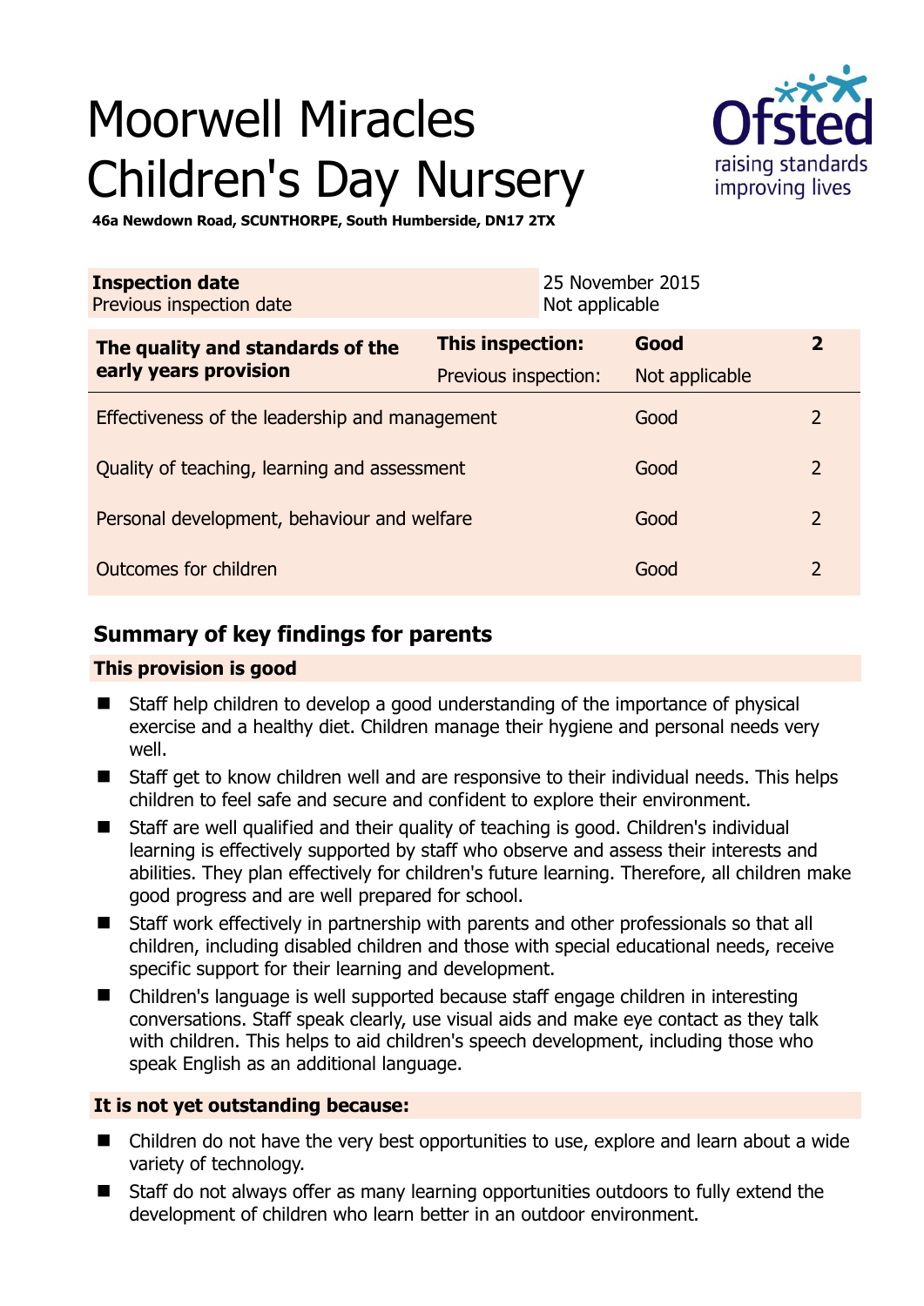# Moorwell Miracles Children's Day Nursery

**46a Newdown Road, SCUNTHORPE, South Humberside, DN17 2TX**

| **Inspection date** | 25 November 2015 |
|---|---|
| Previous inspection date | Not applicable |

| **The quality and standards of the early years provision** | **This inspection:** | **Good** | **2** |
|---|---|---|---|
| | Previous inspection: | Not applicable | |
| Effectiveness of the leadership and management | | Good | 2 |
| Quality of teaching, learning and assessment | | Good | 2 |
| Personal development, behaviour and welfare | | Good | 2 |
| Outcomes for children | | Good | 2 |

## Summary of key findings for parents

### This provision is good

- Staff help children to develop a good understanding of the importance of physical exercise and a healthy diet. Children manage their hygiene and personal needs very well.
- Staff get to know children well and are responsive to their individual needs. This helps children to feel safe and secure and confident to explore their environment.
- Staff are well qualified and their quality of teaching is good. Children's individual learning is effectively supported by staff who observe and assess their interests and abilities. They plan effectively for children's future learning. Therefore, all children make good progress and are well prepared for school.
- Staff work effectively in partnership with parents and other professionals so that all children, including disabled children and those with special educational needs, receive specific support for their learning and development.
- Children's language is well supported because staff engage children in interesting conversations. Staff speak clearly, use visual aids and make eye contact as they talk with children. This helps to aid children's speech development, including those who speak English as an additional language.

### It is not yet outstanding because:

- Children do not have the very best opportunities to use, explore and learn about a wide variety of technology.
- Staff do not always offer as many learning opportunities outdoors to fully extend the development of children who learn better in an outdoor environment.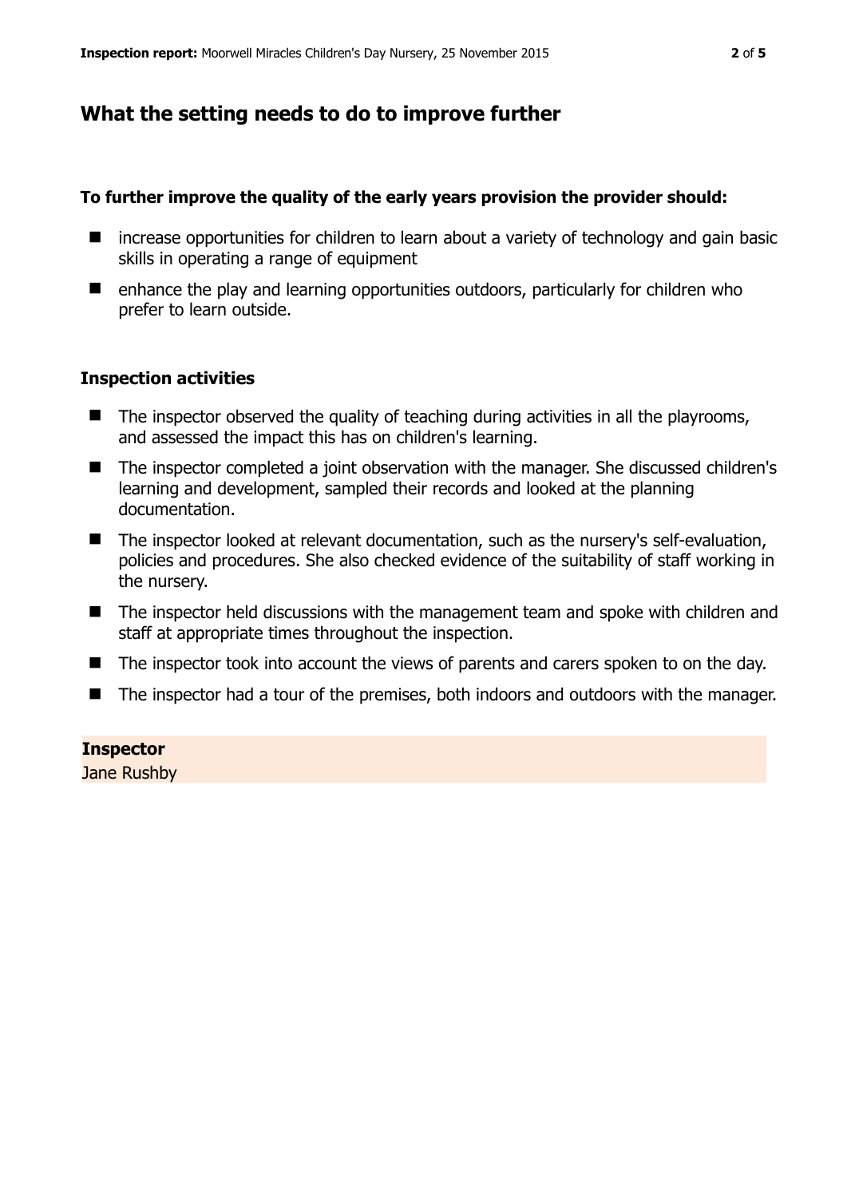## What the setting needs to do to improve further

**To further improve the quality of the early years provision the provider should:**

- increase opportunities for children to learn about a variety of technology and gain basic skills in operating a range of equipment
- enhance the play and learning opportunities outdoors, particularly for children who prefer to learn outside.

### Inspection activities

- The inspector observed the quality of teaching during activities in all the playrooms, and assessed the impact this has on children's learning.
- The inspector completed a joint observation with the manager. She discussed children's learning and development, sampled their records and looked at the planning documentation.
- The inspector looked at relevant documentation, such as the nursery's self-evaluation, policies and procedures. She also checked evidence of the suitability of staff working in the nursery.
- The inspector held discussions with the management team and spoke with children and staff at appropriate times throughout the inspection.
- The inspector took into account the views of parents and carers spoken to on the day.
- The inspector had a tour of the premises, both indoors and outdoors with the manager.

**Inspector**
Jane Rushby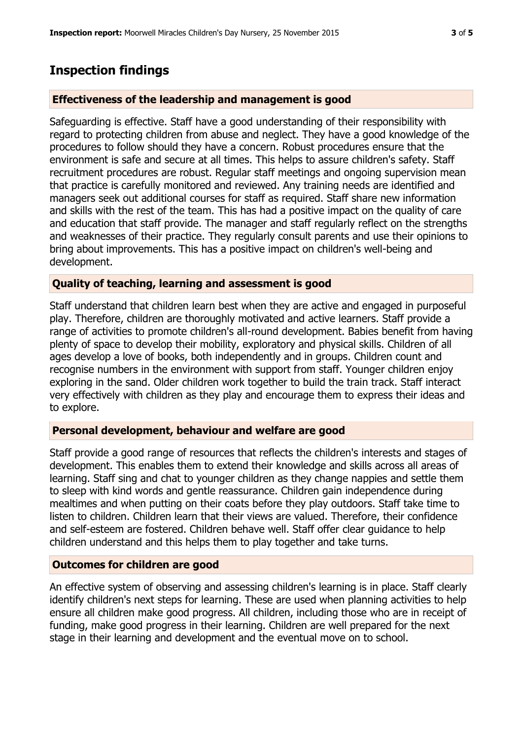# Inspection findings

## Effectiveness of the leadership and management is good

Safeguarding is effective. Staff have a good understanding of their responsibility with regard to protecting children from abuse and neglect. They have a good knowledge of the procedures to follow should they have a concern. Robust procedures ensure that the environment is safe and secure at all times. This helps to assure children's safety. Staff recruitment procedures are robust. Regular staff meetings and ongoing supervision mean that practice is carefully monitored and reviewed. Any training needs are identified and managers seek out additional courses for staff as required. Staff share new information and skills with the rest of the team. This has had a positive impact on the quality of care and education that staff provide. The manager and staff regularly reflect on the strengths and weaknesses of their practice. They regularly consult parents and use their opinions to bring about improvements. This has a positive impact on children's well-being and development.

## Quality of teaching, learning and assessment is good

Staff understand that children learn best when they are active and engaged in purposeful play. Therefore, children are thoroughly motivated and active learners. Staff provide a range of activities to promote children's all-round development. Babies benefit from having plenty of space to develop their mobility, exploratory and physical skills. Children of all ages develop a love of books, both independently and in groups. Children count and recognise numbers in the environment with support from staff. Younger children enjoy exploring in the sand. Older children work together to build the train track. Staff interact very effectively with children as they play and encourage them to express their ideas and to explore.

## Personal development, behaviour and welfare are good

Staff provide a good range of resources that reflects the children's interests and stages of development. This enables them to extend their knowledge and skills across all areas of learning. Staff sing and chat to younger children as they change nappies and settle them to sleep with kind words and gentle reassurance. Children gain independence during mealtimes and when putting on their coats before they play outdoors. Staff take time to listen to children. Children learn that their views are valued. Therefore, their confidence and self-esteem are fostered. Children behave well. Staff offer clear guidance to help children understand and this helps them to play together and take turns.

## Outcomes for children are good

An effective system of observing and assessing children's learning is in place. Staff clearly identify children's next steps for learning. These are used when planning activities to help ensure all children make good progress. All children, including those who are in receipt of funding, make good progress in their learning. Children are well prepared for the next stage in their learning and development and the eventual move on to school.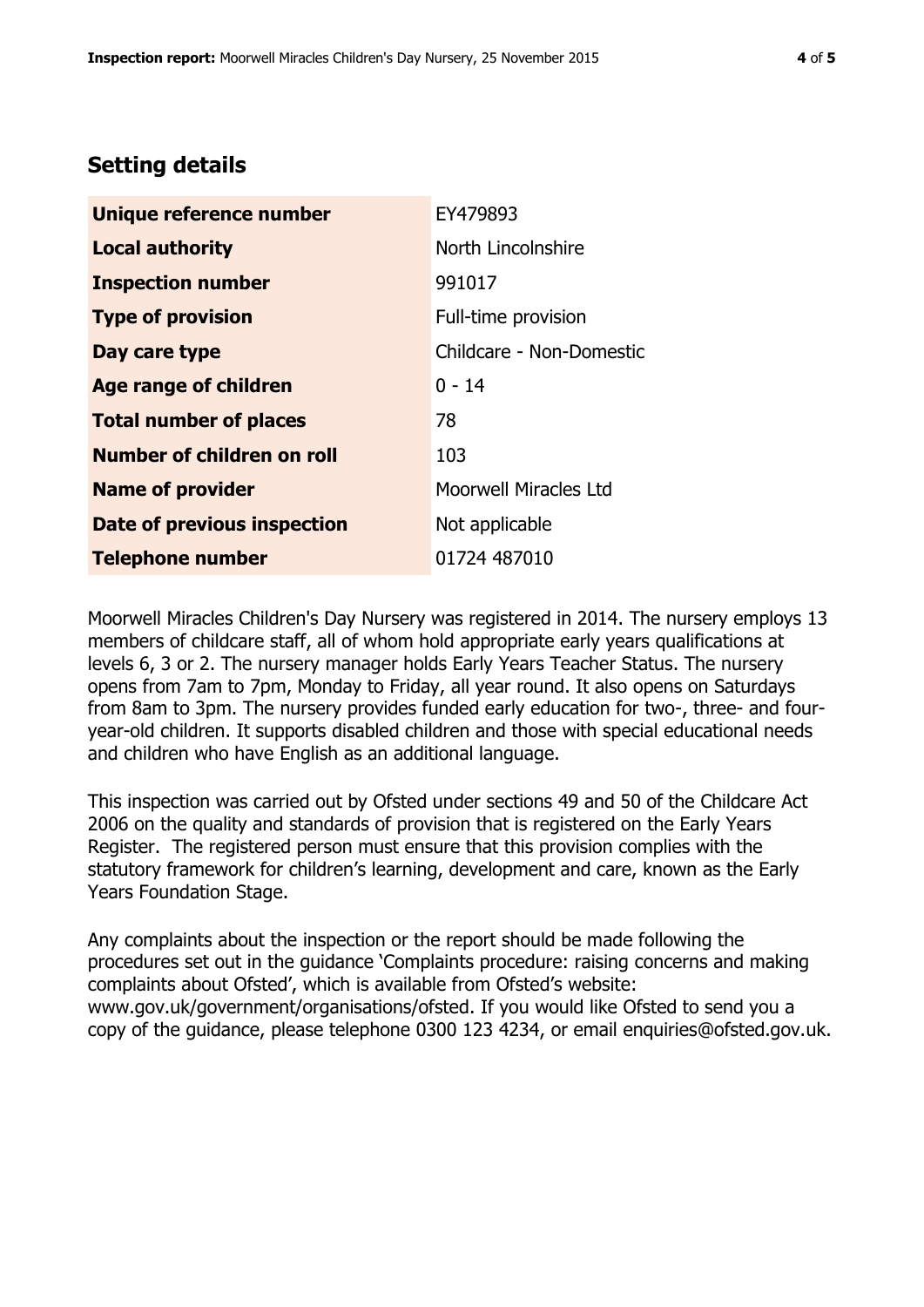## Setting details

| | |
|---|---|
| **Unique reference number** | EY479893 |
| **Local authority** | North Lincolnshire |
| **Inspection number** | 991017 |
| **Type of provision** | Full-time provision |
| **Day care type** | Childcare - Non-Domestic |
| **Age range of children** | 0 - 14 |
| **Total number of places** | 78 |
| **Number of children on roll** | 103 |
| **Name of provider** | Moorwell Miracles Ltd |
| **Date of previous inspection** | Not applicable |
| **Telephone number** | 01724 487010 |

Moorwell Miracles Children's Day Nursery was registered in 2014. The nursery employs 13 members of childcare staff, all of whom hold appropriate early years qualifications at levels 6, 3 or 2. The nursery manager holds Early Years Teacher Status. The nursery opens from 7am to 7pm, Monday to Friday, all year round. It also opens on Saturdays from 8am to 3pm. The nursery provides funded early education for two-, three- and four-year-old children. It supports disabled children and those with special educational needs and children who have English as an additional language.

This inspection was carried out by Ofsted under sections 49 and 50 of the Childcare Act 2006 on the quality and standards of provision that is registered on the Early Years Register. The registered person must ensure that this provision complies with the statutory framework for children's learning, development and care, known as the Early Years Foundation Stage.

Any complaints about the inspection or the report should be made following the procedures set out in the guidance 'Complaints procedure: raising concerns and making complaints about Ofsted', which is available from Ofsted's website: www.gov.uk/government/organisations/ofsted. If you would like Ofsted to send you a copy of the guidance, please telephone 0300 123 4234, or email enquiries@ofsted.gov.uk.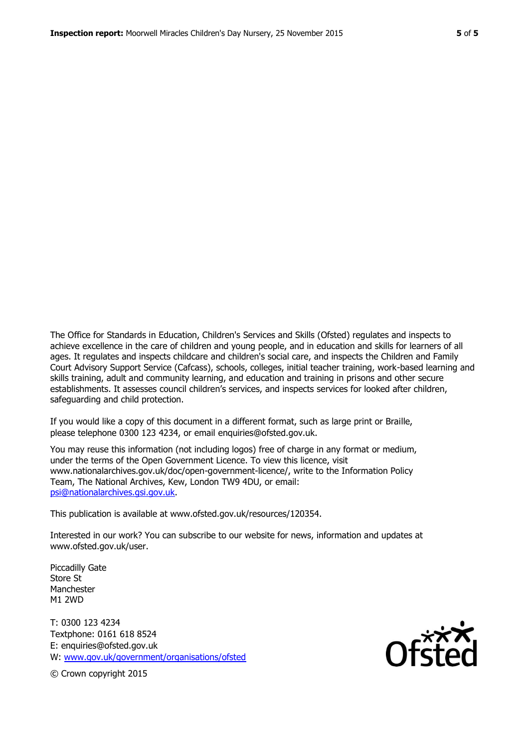The Office for Standards in Education, Children's Services and Skills (Ofsted) regulates and inspects to achieve excellence in the care of children and young people, and in education and skills for learners of all ages. It regulates and inspects childcare and children's social care, and inspects the Children and Family Court Advisory Support Service (Cafcass), schools, colleges, initial teacher training, work-based learning and skills training, adult and community learning, and education and training in prisons and other secure establishments. It assesses council children's services, and inspects services for looked after children, safeguarding and child protection.

If you would like a copy of this document in a different format, such as large print or Braille, please telephone 0300 123 4234, or email enquiries@ofsted.gov.uk.

You may reuse this information (not including logos) free of charge in any format or medium, under the terms of the Open Government Licence. To view this licence, visit www.nationalarchives.gov.uk/doc/open-government-licence/, write to the Information Policy Team, The National Archives, Kew, London TW9 4DU, or email: psi@nationalarchives.gsi.gov.uk.

This publication is available at www.ofsted.gov.uk/resources/120354.

Interested in our work? You can subscribe to our website for news, information and updates at www.ofsted.gov.uk/user.

Piccadilly Gate
Store St
Manchester
M1 2WD

T: 0300 123 4234
Textphone: 0161 618 8524
E: enquiries@ofsted.gov.uk
W: www.gov.uk/government/organisations/ofsted

© Crown copyright 2015